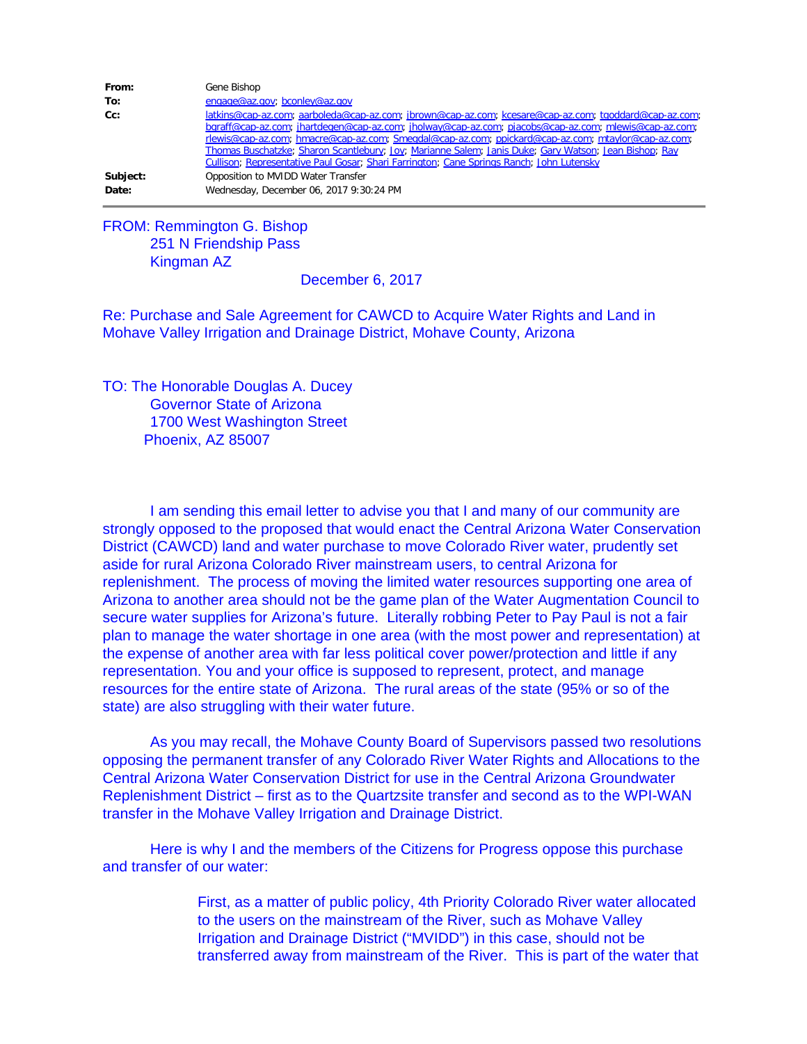| | |
|---|---|
| **From:** | Gene Bishop |
| **To:** | engage@az.gov; bconley@az.gov |
| **Cc:** | latkins@cap-az.com; aarboleda@cap-az.com; jbrown@cap-az.com; kcesare@cap-az.com; tgoddard@cap-az.com; bgraff@cap-az.com; jhartdegen@cap-az.com; jholway@cap-az.com; pjacobs@cap-az.com; mlewis@cap-az.com; rlewis@cap-az.com; hmacre@cap-az.com; Smegdal@cap-az.com; ppickard@cap-az.com; mtaylor@cap-az.com; Thomas Buschatzke; Sharon Scantlebury; Joy; Marianne Salem; Janis Duke; Gary Watson; Jean Bishop; Ray Cullison; Representative Paul Gosar; Shari Farrington; Cane Springs Ranch; John Lutensky |
| **Subject:** | Opposition to MVIDD Water Transfer |
| **Date:** | Wednesday, December 06, 2017 9:30:24 PM |

FROM: Remmington G. Bishop
251 N Friendship Pass
Kingman AZ

December 6, 2017

Re: Purchase and Sale Agreement for CAWCD to Acquire Water Rights and Land in Mohave Valley Irrigation and Drainage District, Mohave County, Arizona

TO: The Honorable Douglas A. Ducey
Governor State of Arizona
1700 West Washington Street
Phoenix, AZ 85007

I am sending this email letter to advise you that I and many of our community are strongly opposed to the proposed that would enact the Central Arizona Water Conservation District (CAWCD) land and water purchase to move Colorado River water, prudently set aside for rural Arizona Colorado River mainstream users, to central Arizona for replenishment. The process of moving the limited water resources supporting one area of Arizona to another area should not be the game plan of the Water Augmentation Council to secure water supplies for Arizona's future. Literally robbing Peter to Pay Paul is not a fair plan to manage the water shortage in one area (with the most power and representation) at the expense of another area with far less political cover power/protection and little if any representation. You and your office is supposed to represent, protect, and manage resources for the entire state of Arizona. The rural areas of the state (95% or so of the state) are also struggling with their water future.

As you may recall, the Mohave County Board of Supervisors passed two resolutions opposing the permanent transfer of any Colorado River Water Rights and Allocations to the Central Arizona Water Conservation District for use in the Central Arizona Groundwater Replenishment District – first as to the Quartzsite transfer and second as to the WPI-WAN transfer in the Mohave Valley Irrigation and Drainage District.

Here is why I and the members of the Citizens for Progress oppose this purchase and transfer of our water:

First, as a matter of public policy, 4th Priority Colorado River water allocated to the users on the mainstream of the River, such as Mohave Valley Irrigation and Drainage District ("MVIDD") in this case, should not be transferred away from mainstream of the River. This is part of the water that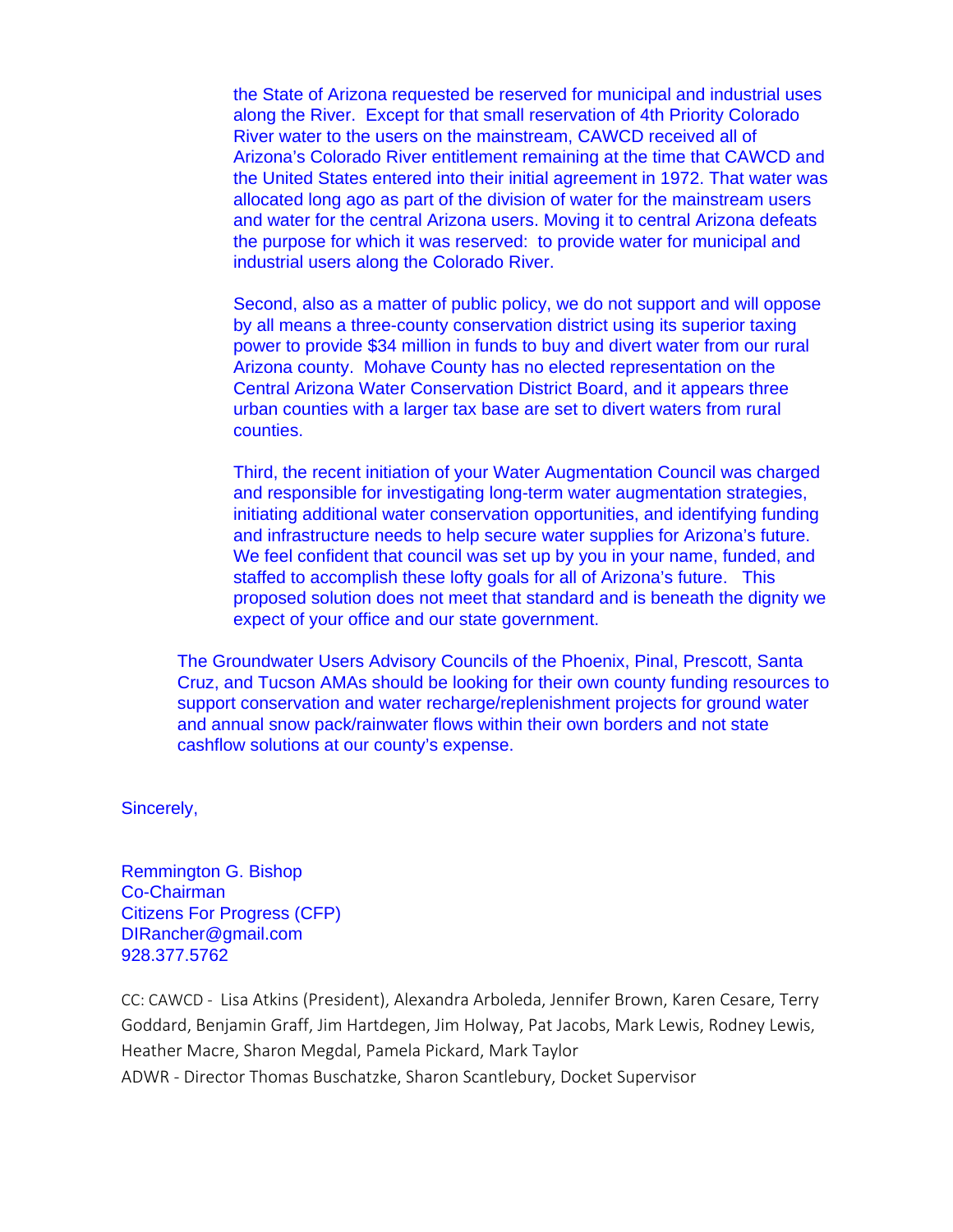the State of Arizona requested be reserved for municipal and industrial uses along the River. Except for that small reservation of 4th Priority Colorado River water to the users on the mainstream, CAWCD received all of Arizona's Colorado River entitlement remaining at the time that CAWCD and the United States entered into their initial agreement in 1972. That water was allocated long ago as part of the division of water for the mainstream users and water for the central Arizona users. Moving it to central Arizona defeats the purpose for which it was reserved: to provide water for municipal and industrial users along the Colorado River.

Second, also as a matter of public policy, we do not support and will oppose by all means a three-county conservation district using its superior taxing power to provide $34 million in funds to buy and divert water from our rural Arizona county. Mohave County has no elected representation on the Central Arizona Water Conservation District Board, and it appears three urban counties with a larger tax base are set to divert waters from rural counties.

Third, the recent initiation of your Water Augmentation Council was charged and responsible for investigating long-term water augmentation strategies, initiating additional water conservation opportunities, and identifying funding and infrastructure needs to help secure water supplies for Arizona's future. We feel confident that council was set up by you in your name, funded, and staffed to accomplish these lofty goals for all of Arizona's future. This proposed solution does not meet that standard and is beneath the dignity we expect of your office and our state government.

The Groundwater Users Advisory Councils of the Phoenix, Pinal, Prescott, Santa Cruz, and Tucson AMAs should be looking for their own county funding resources to support conservation and water recharge/replenishment projects for ground water and annual snow pack/rainwater flows within their own borders and not state cashflow solutions at our county's expense.

Sincerely,

Remmington G. Bishop
Co-Chairman
Citizens For Progress (CFP)
DIRancher@gmail.com
928.377.5762

CC: CAWCD - Lisa Atkins (President), Alexandra Arboleda, Jennifer Brown, Karen Cesare, Terry Goddard, Benjamin Graff, Jim Hartdegen, Jim Holway, Pat Jacobs, Mark Lewis, Rodney Lewis, Heather Macre, Sharon Megdal, Pamela Pickard, Mark Taylor
ADWR - Director Thomas Buschatzke, Sharon Scantlebury, Docket Supervisor